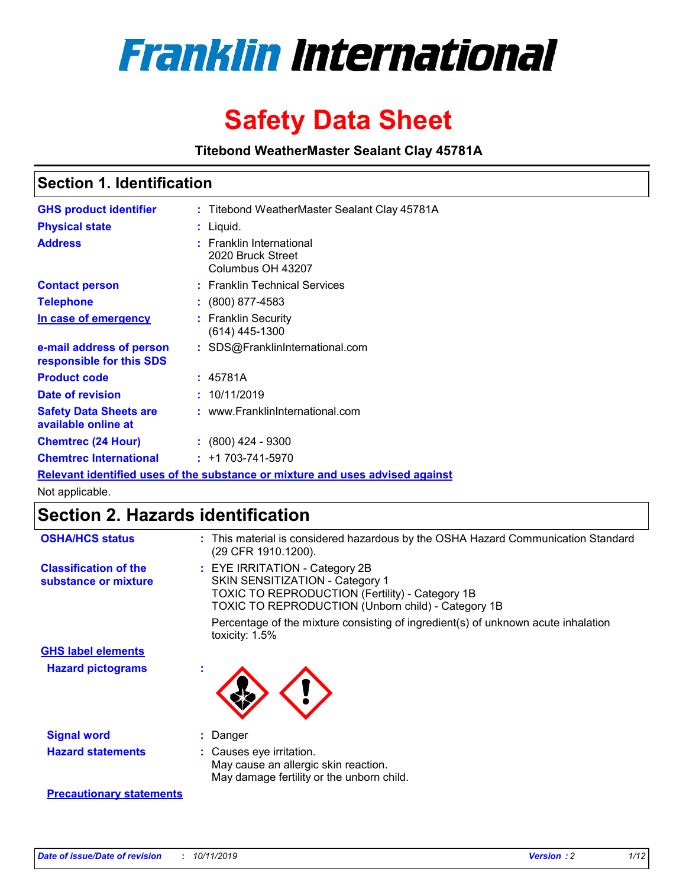# Franklin International

# Safety Data Sheet

**Titebond WeatherMaster Sealant Clay 45781A**

## Section 1. Identification

| | |
|---|---|
| **GHS product identifier** | : Titebond WeatherMaster Sealant Clay 45781A |
| **Physical state** | : Liquid. |
| **Address** | : Franklin International<br>2020 Bruck Street<br>Columbus OH 43207 |
| **Contact person** | : Franklin Technical Services |
| **Telephone** | : (800) 877-4583 |
| **In case of emergency** | : Franklin Security<br>(614) 445-1300 |
| **e-mail address of person responsible for this SDS** | : SDS@FranklinInternational.com |
| **Product code** | : 45781A |
| **Date of revision** | : 10/11/2019 |
| **Safety Data Sheets are available online at** | : www.FranklinInternational.com |
| **Chemtrec (24 Hour)** | : (800) 424 - 9300 |
| **Chemtrec International** | : +1 703-741-5970 |

**Relevant identified uses of the substance or mixture and uses advised against**

Not applicable.

## Section 2. Hazards identification

**OSHA/HCS status** : This material is considered hazardous by the OSHA Hazard Communication Standard (29 CFR 1910.1200).

**Classification of the substance or mixture** : EYE IRRITATION - Category 2B
SKIN SENSITIZATION - Category 1
TOXIC TO REPRODUCTION (Fertility) - Category 1B
TOXIC TO REPRODUCTION (Unborn child) - Category 1B

Percentage of the mixture consisting of ingredient(s) of unknown acute inhalation toxicity: 1.5%

**GHS label elements**

**Hazard pictograms** :

**Signal word** : Danger

**Hazard statements** : Causes eye irritation.
May cause an allergic skin reaction.
May damage fertility or the unborn child.

**Precautionary statements**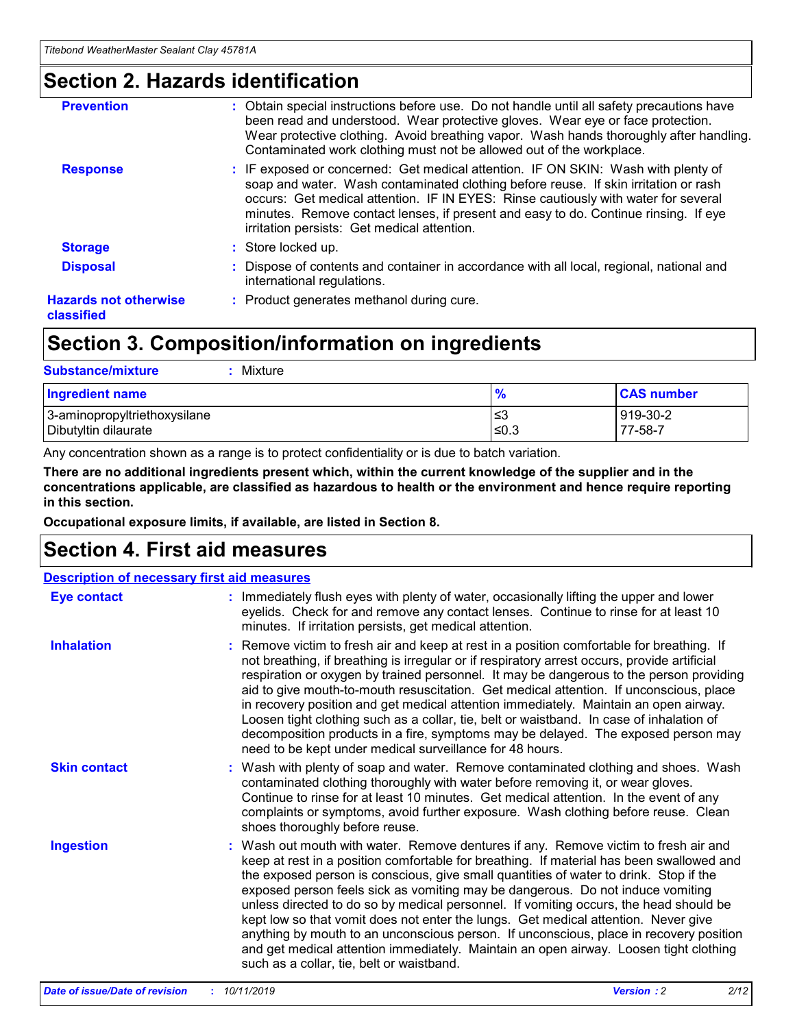## Section 2. Hazards identification

**Prevention** : Obtain special instructions before use. Do not handle until all safety precautions have been read and understood. Wear protective gloves. Wear eye or face protection. Wear protective clothing. Avoid breathing vapor. Wash hands thoroughly after handling. Contaminated work clothing must not be allowed out of the workplace.

**Response** : IF exposed or concerned: Get medical attention. IF ON SKIN: Wash with plenty of soap and water. Wash contaminated clothing before reuse. If skin irritation or rash occurs: Get medical attention. IF IN EYES: Rinse cautiously with water for several minutes. Remove contact lenses, if present and easy to do. Continue rinsing. If eye irritation persists: Get medical attention.

**Storage** : Store locked up.

**Disposal** : Dispose of contents and container in accordance with all local, regional, national and international regulations.

**Hazards not otherwise classified** : Product generates methanol during cure.

## Section 3. Composition/information on ingredients

**Substance/mixture** : Mixture

| Ingredient name | % | CAS number |
|---|---|---|
| 3-aminopropyltriethoxysilane | ≤3 | 919-30-2 |
| Dibutyltin dilaurate | ≤0.3 | 77-58-7 |

Any concentration shown as a range is to protect confidentiality or is due to batch variation.

**There are no additional ingredients present which, within the current knowledge of the supplier and in the concentrations applicable, are classified as hazardous to health or the environment and hence require reporting in this section.**

**Occupational exposure limits, if available, are listed in Section 8.**

## Section 4. First aid measures

**Description of necessary first aid measures**

**Eye contact** : Immediately flush eyes with plenty of water, occasionally lifting the upper and lower eyelids. Check for and remove any contact lenses. Continue to rinse for at least 10 minutes. If irritation persists, get medical attention.

**Inhalation** : Remove victim to fresh air and keep at rest in a position comfortable for breathing. If not breathing, if breathing is irregular or if respiratory arrest occurs, provide artificial respiration or oxygen by trained personnel. It may be dangerous to the person providing aid to give mouth-to-mouth resuscitation. Get medical attention. If unconscious, place in recovery position and get medical attention immediately. Maintain an open airway. Loosen tight clothing such as a collar, tie, belt or waistband. In case of inhalation of decomposition products in a fire, symptoms may be delayed. The exposed person may need to be kept under medical surveillance for 48 hours.

**Skin contact** : Wash with plenty of soap and water. Remove contaminated clothing and shoes. Wash contaminated clothing thoroughly with water before removing it, or wear gloves. Continue to rinse for at least 10 minutes. Get medical attention. In the event of any complaints or symptoms, avoid further exposure. Wash clothing before reuse. Clean shoes thoroughly before reuse.

**Ingestion** : Wash out mouth with water. Remove dentures if any. Remove victim to fresh air and keep at rest in a position comfortable for breathing. If material has been swallowed and the exposed person is conscious, give small quantities of water to drink. Stop if the exposed person feels sick as vomiting may be dangerous. Do not induce vomiting unless directed to do so by medical personnel. If vomiting occurs, the head should be kept low so that vomit does not enter the lungs. Get medical attention. Never give anything by mouth to an unconscious person. If unconscious, place in recovery position and get medical attention immediately. Maintain an open airway. Loosen tight clothing such as a collar, tie, belt or waistband.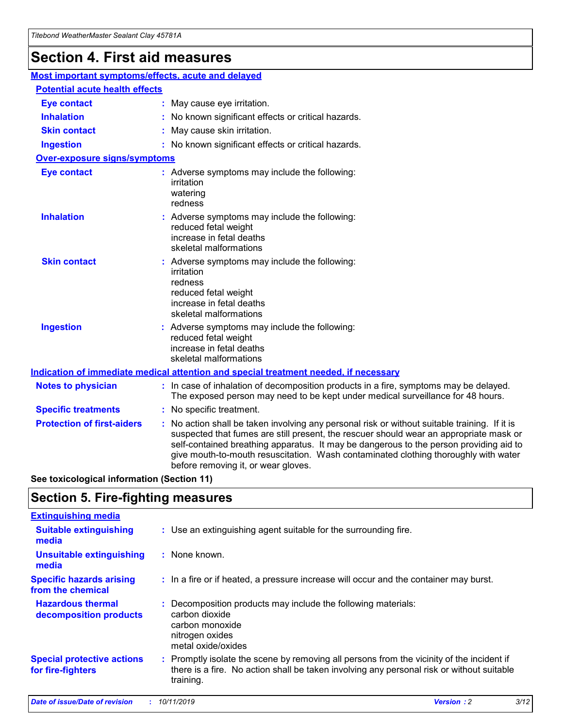# Section 4. First aid measures

## Most important symptoms/effects, acute and delayed

### Potential acute health effects

| | |
|---|---|
| **Eye contact** | : May cause eye irritation. |
| **Inhalation** | : No known significant effects or critical hazards. |
| **Skin contact** | : May cause skin irritation. |
| **Ingestion** | : No known significant effects or critical hazards. |

### Over-exposure signs/symptoms

| | |
|---|---|
| **Eye contact** | : Adverse symptoms may include the following: irritation watering redness |
| **Inhalation** | : Adverse symptoms may include the following: reduced fetal weight increase in fetal deaths skeletal malformations |
| **Skin contact** | : Adverse symptoms may include the following: irritation redness reduced fetal weight increase in fetal deaths skeletal malformations |
| **Ingestion** | : Adverse symptoms may include the following: reduced fetal weight increase in fetal deaths skeletal malformations |

## Indication of immediate medical attention and special treatment needed, if necessary

| | |
|---|---|
| **Notes to physician** | : In case of inhalation of decomposition products in a fire, symptoms may be delayed. The exposed person may need to be kept under medical surveillance for 48 hours. |
| **Specific treatments** | : No specific treatment. |
| **Protection of first-aiders** | : No action shall be taken involving any personal risk or without suitable training. If it is suspected that fumes are still present, the rescuer should wear an appropriate mask or self-contained breathing apparatus. It may be dangerous to the person providing aid to give mouth-to-mouth resuscitation. Wash contaminated clothing thoroughly with water before removing it, or wear gloves. |

**See toxicological information (Section 11)**

# Section 5. Fire-fighting measures

## Extinguishing media

| | |
|---|---|
| **Suitable extinguishing media** | : Use an extinguishing agent suitable for the surrounding fire. |
| **Unsuitable extinguishing media** | : None known. |
| **Specific hazards arising from the chemical** | : In a fire or if heated, a pressure increase will occur and the container may burst. |
| **Hazardous thermal decomposition products** | : Decomposition products may include the following materials: carbon dioxide carbon monoxide nitrogen oxides metal oxide/oxides |
| **Special protective actions for fire-fighters** | : Promptly isolate the scene by removing all persons from the vicinity of the incident if there is a fire. No action shall be taken involving any personal risk or without suitable training. |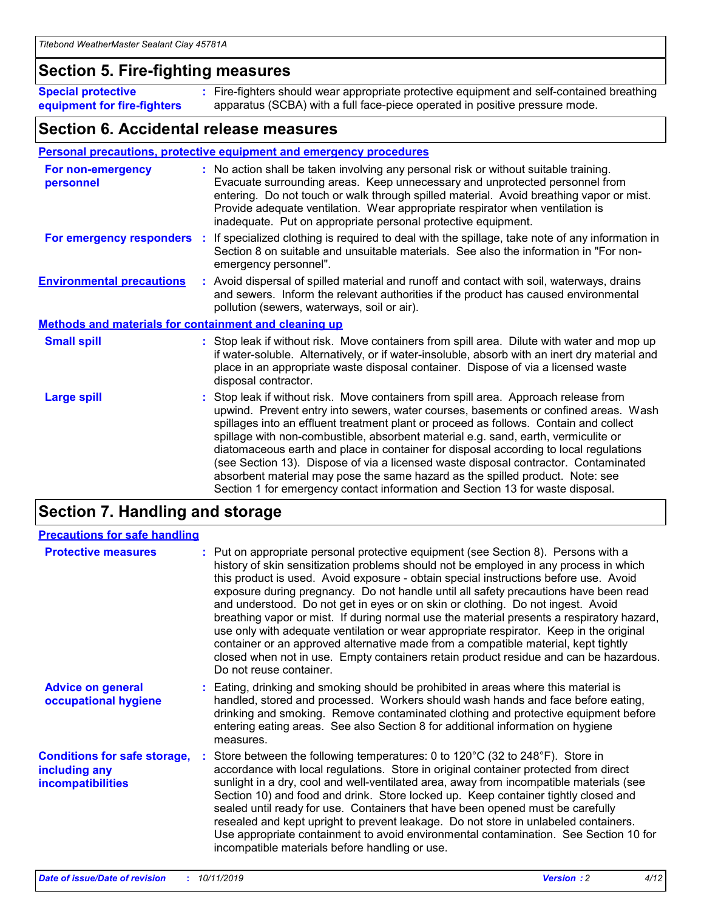## Section 5. Fire-fighting measures

**Special protective equipment for fire-fighters** : Fire-fighters should wear appropriate protective equipment and self-contained breathing apparatus (SCBA) with a full face-piece operated in positive pressure mode.

## Section 6. Accidental release measures

### Personal precautions, protective equipment and emergency procedures

**For non-emergency personnel** : No action shall be taken involving any personal risk or without suitable training. Evacuate surrounding areas. Keep unnecessary and unprotected personnel from entering. Do not touch or walk through spilled material. Avoid breathing vapor or mist. Provide adequate ventilation. Wear appropriate respirator when ventilation is inadequate. Put on appropriate personal protective equipment.

**For emergency responders** : If specialized clothing is required to deal with the spillage, take note of any information in Section 8 on suitable and unsuitable materials. See also the information in "For non-emergency personnel".

**Environmental precautions** : Avoid dispersal of spilled material and runoff and contact with soil, waterways, drains and sewers. Inform the relevant authorities if the product has caused environmental pollution (sewers, waterways, soil or air).

### Methods and materials for containment and cleaning up

**Small spill** : Stop leak if without risk. Move containers from spill area. Dilute with water and mop up if water-soluble. Alternatively, or if water-insoluble, absorb with an inert dry material and place in an appropriate waste disposal container. Dispose of via a licensed waste disposal contractor.

**Large spill** : Stop leak if without risk. Move containers from spill area. Approach release from upwind. Prevent entry into sewers, water courses, basements or confined areas. Wash spillages into an effluent treatment plant or proceed as follows. Contain and collect spillage with non-combustible, absorbent material e.g. sand, earth, vermiculite or diatomaceous earth and place in container for disposal according to local regulations (see Section 13). Dispose of via a licensed waste disposal contractor. Contaminated absorbent material may pose the same hazard as the spilled product. Note: see Section 1 for emergency contact information and Section 13 for waste disposal.

## Section 7. Handling and storage

### Precautions for safe handling

**Protective measures** : Put on appropriate personal protective equipment (see Section 8). Persons with a history of skin sensitization problems should not be employed in any process in which this product is used. Avoid exposure - obtain special instructions before use. Avoid exposure during pregnancy. Do not handle until all safety precautions have been read and understood. Do not get in eyes or on skin or clothing. Do not ingest. Avoid breathing vapor or mist. If during normal use the material presents a respiratory hazard, use only with adequate ventilation or wear appropriate respirator. Keep in the original container or an approved alternative made from a compatible material, kept tightly closed when not in use. Empty containers retain product residue and can be hazardous. Do not reuse container.

**Advice on general occupational hygiene** : Eating, drinking and smoking should be prohibited in areas where this material is handled, stored and processed. Workers should wash hands and face before eating, drinking and smoking. Remove contaminated clothing and protective equipment before entering eating areas. See also Section 8 for additional information on hygiene measures.

**Conditions for safe storage, including any incompatibilities** : Store between the following temperatures: 0 to 120°C (32 to 248°F). Store in accordance with local regulations. Store in original container protected from direct sunlight in a dry, cool and well-ventilated area, away from incompatible materials (see Section 10) and food and drink. Store locked up. Keep container tightly closed and sealed until ready for use. Containers that have been opened must be carefully resealed and kept upright to prevent leakage. Do not store in unlabeled containers. Use appropriate containment to avoid environmental contamination. See Section 10 for incompatible materials before handling or use.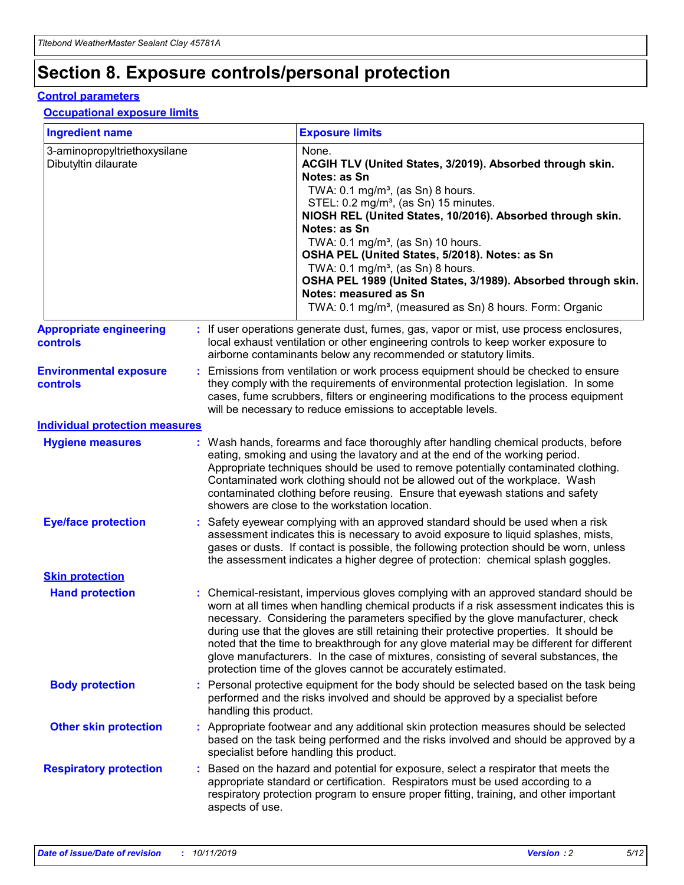# Section 8. Exposure controls/personal protection

## Control parameters

### Occupational exposure limits

| Ingredient name | Exposure limits |
| --- | --- |
| 3-aminopropyltriethoxysilane<br>Dibutyltin dilaurate | None.<br>**ACGIH TLV (United States, 3/2019). Absorbed through skin. Notes: as Sn**<br>TWA: 0.1 mg/m³, (as Sn) 8 hours.<br>STEL: 0.2 mg/m³, (as Sn) 15 minutes.<br>**NIOSH REL (United States, 10/2016). Absorbed through skin. Notes: as Sn**<br>TWA: 0.1 mg/m³, (as Sn) 10 hours.<br>**OSHA PEL (United States, 5/2018). Notes: as Sn**<br>TWA: 0.1 mg/m³, (as Sn) 8 hours.<br>**OSHA PEL 1989 (United States, 3/1989). Absorbed through skin. Notes: measured as Sn**<br>TWA: 0.1 mg/m³, (measured as Sn) 8 hours. Form: Organic |

**Appropriate engineering controls** : If user operations generate dust, fumes, gas, vapor or mist, use process enclosures, local exhaust ventilation or other engineering controls to keep worker exposure to airborne contaminants below any recommended or statutory limits.

**Environmental exposure controls** : Emissions from ventilation or work process equipment should be checked to ensure they comply with the requirements of environmental protection legislation. In some cases, fume scrubbers, filters or engineering modifications to the process equipment will be necessary to reduce emissions to acceptable levels.

## Individual protection measures

**Hygiene measures** : Wash hands, forearms and face thoroughly after handling chemical products, before eating, smoking and using the lavatory and at the end of the working period. Appropriate techniques should be used to remove potentially contaminated clothing. Contaminated work clothing should not be allowed out of the workplace. Wash contaminated clothing before reusing. Ensure that eyewash stations and safety showers are close to the workstation location.

**Eye/face protection** : Safety eyewear complying with an approved standard should be used when a risk assessment indicates this is necessary to avoid exposure to liquid splashes, mists, gases or dusts. If contact is possible, the following protection should be worn, unless the assessment indicates a higher degree of protection: chemical splash goggles.

### Skin protection

**Hand protection** : Chemical-resistant, impervious gloves complying with an approved standard should be worn at all times when handling chemical products if a risk assessment indicates this is necessary. Considering the parameters specified by the glove manufacturer, check during use that the gloves are still retaining their protective properties. It should be noted that the time to breakthrough for any glove material may be different for different glove manufacturers. In the case of mixtures, consisting of several substances, the protection time of the gloves cannot be accurately estimated.

**Body protection** : Personal protective equipment for the body should be selected based on the task being performed and the risks involved and should be approved by a specialist before handling this product.

**Other skin protection** : Appropriate footwear and any additional skin protection measures should be selected based on the task being performed and the risks involved and should be approved by a specialist before handling this product.

**Respiratory protection** : Based on the hazard and potential for exposure, select a respirator that meets the appropriate standard or certification. Respirators must be used according to a respiratory protection program to ensure proper fitting, training, and other important aspects of use.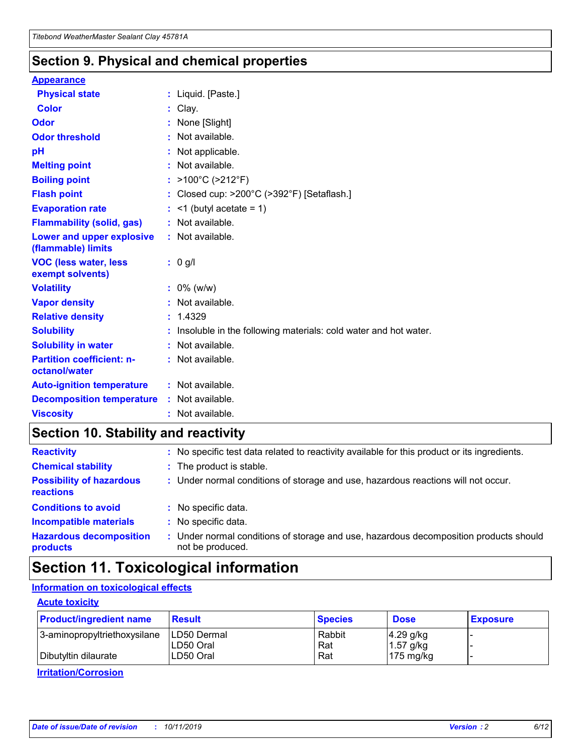## Section 9. Physical and chemical properties

### Appearance

| | |
|---|---|
| **Physical state** | : Liquid. [Paste.] |
| **Color** | : Clay. |
| **Odor** | : None [Slight] |
| **Odor threshold** | : Not available. |
| **pH** | : Not applicable. |
| **Melting point** | : Not available. |
| **Boiling point** | : >100°C (>212°F) |
| **Flash point** | : Closed cup: >200°C (>392°F) [Setaflash.] |
| **Evaporation rate** | : <1 (butyl acetate = 1) |
| **Flammability (solid, gas)** | : Not available. |
| **Lower and upper explosive (flammable) limits** | : Not available. |
| **VOC (less water, less exempt solvents)** | : 0 g/l |
| **Volatility** | : 0% (w/w) |
| **Vapor density** | : Not available. |
| **Relative density** | : 1.4329 |
| **Solubility** | : Insoluble in the following materials: cold water and hot water. |
| **Solubility in water** | : Not available. |
| **Partition coefficient: n-octanol/water** | : Not available. |
| **Auto-ignition temperature** | : Not available. |
| **Decomposition temperature** | : Not available. |
| **Viscosity** | : Not available. |

## Section 10. Stability and reactivity

| | |
|---|---|
| **Reactivity** | : No specific test data related to reactivity available for this product or its ingredients. |
| **Chemical stability** | : The product is stable. |
| **Possibility of hazardous reactions** | : Under normal conditions of storage and use, hazardous reactions will not occur. |
| **Conditions to avoid** | : No specific data. |
| **Incompatible materials** | : No specific data. |
| **Hazardous decomposition products** | : Under normal conditions of storage and use, hazardous decomposition products should not be produced. |

## Section 11. Toxicological information

### Information on toxicological effects

#### Acute toxicity

| Product/ingredient name | Result | Species | Dose | Exposure |
|---|---|---|---|---|
| 3-aminopropyltriethoxysilane | LD50 Dermal | Rabbit | 4.29 g/kg | - |
| | LD50 Oral | Rat | 1.57 g/kg | - |
| Dibutyltin dilaurate | LD50 Oral | Rat | 175 mg/kg | - |

#### Irritation/Corrosion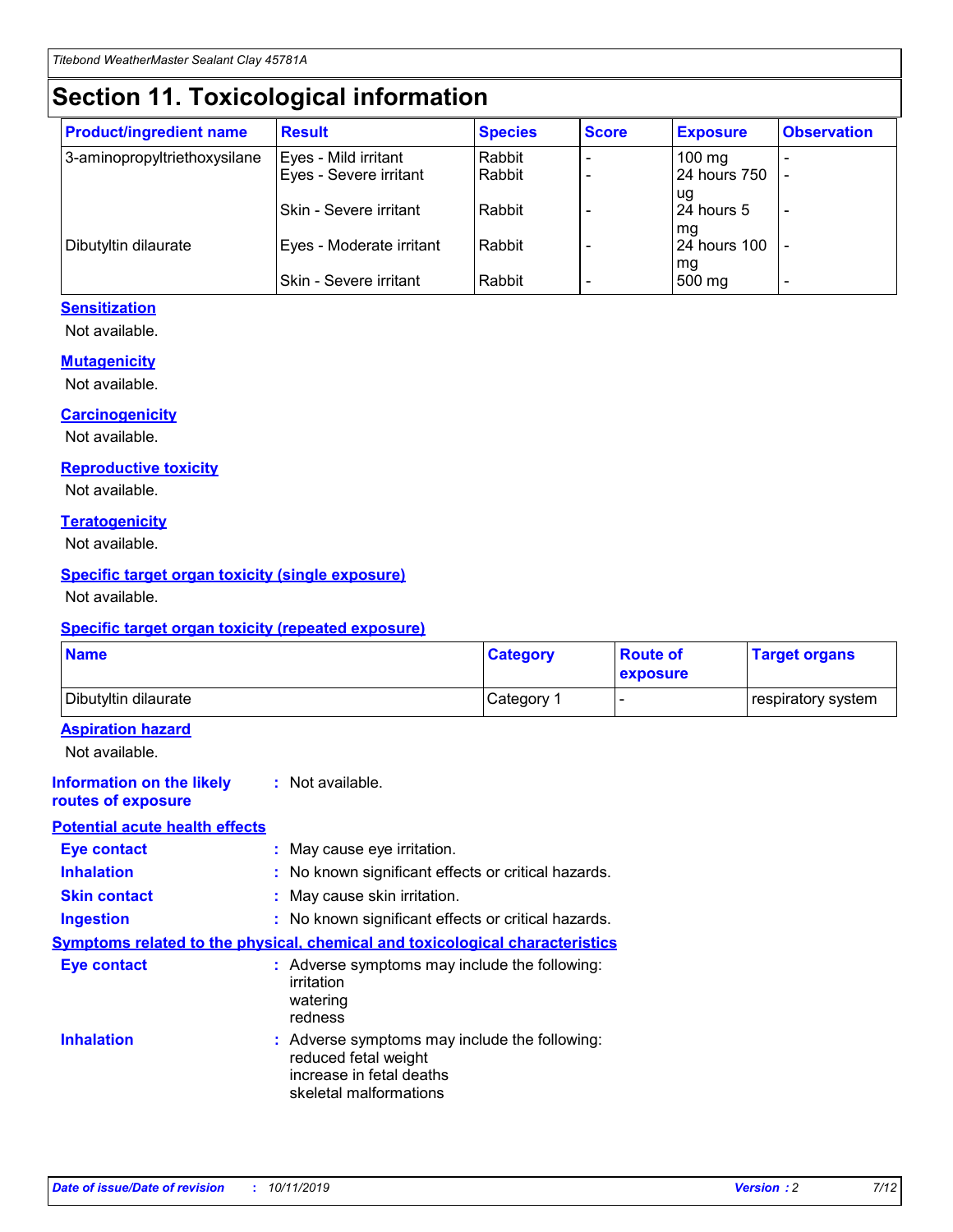# Section 11. Toxicological information

| Product/ingredient name | Result | Species | Score | Exposure | Observation |
|---|---|---|---|---|---|
| 3-aminopropyltriethoxysilane | Eyes - Mild irritant | Rabbit | - | 100 mg | - |
| | Eyes - Severe irritant | Rabbit | - | 24 hours 750 ug | - |
| | Skin - Severe irritant | Rabbit | - | 24 hours 5 mg | - |
| Dibutyltin dilaurate | Eyes - Moderate irritant | Rabbit | - | 24 hours 100 mg | - |
| | Skin - Severe irritant | Rabbit | - | 500 mg | - |

### Sensitization

Not available.

### Mutagenicity

Not available.

### Carcinogenicity

Not available.

### Reproductive toxicity

Not available.

### Teratogenicity

Not available.

### Specific target organ toxicity (single exposure)

Not available.

### Specific target organ toxicity (repeated exposure)

| Name | Category | Route of exposure | Target organs |
|---|---|---|---|
| Dibutyltin dilaurate | Category 1 | - | respiratory system |

### Aspiration hazard

Not available.

**Information on the likely routes of exposure** : Not available.

### Potential acute health effects

**Eye contact** : May cause eye irritation.

**Inhalation** : No known significant effects or critical hazards.

**Skin contact** : May cause skin irritation.

**Ingestion** : No known significant effects or critical hazards.

### Symptoms related to the physical, chemical and toxicological characteristics

**Eye contact** : Adverse symptoms may include the following:
irritation
watering
redness

**Inhalation** : Adverse symptoms may include the following:
reduced fetal weight
increase in fetal deaths
skeletal malformations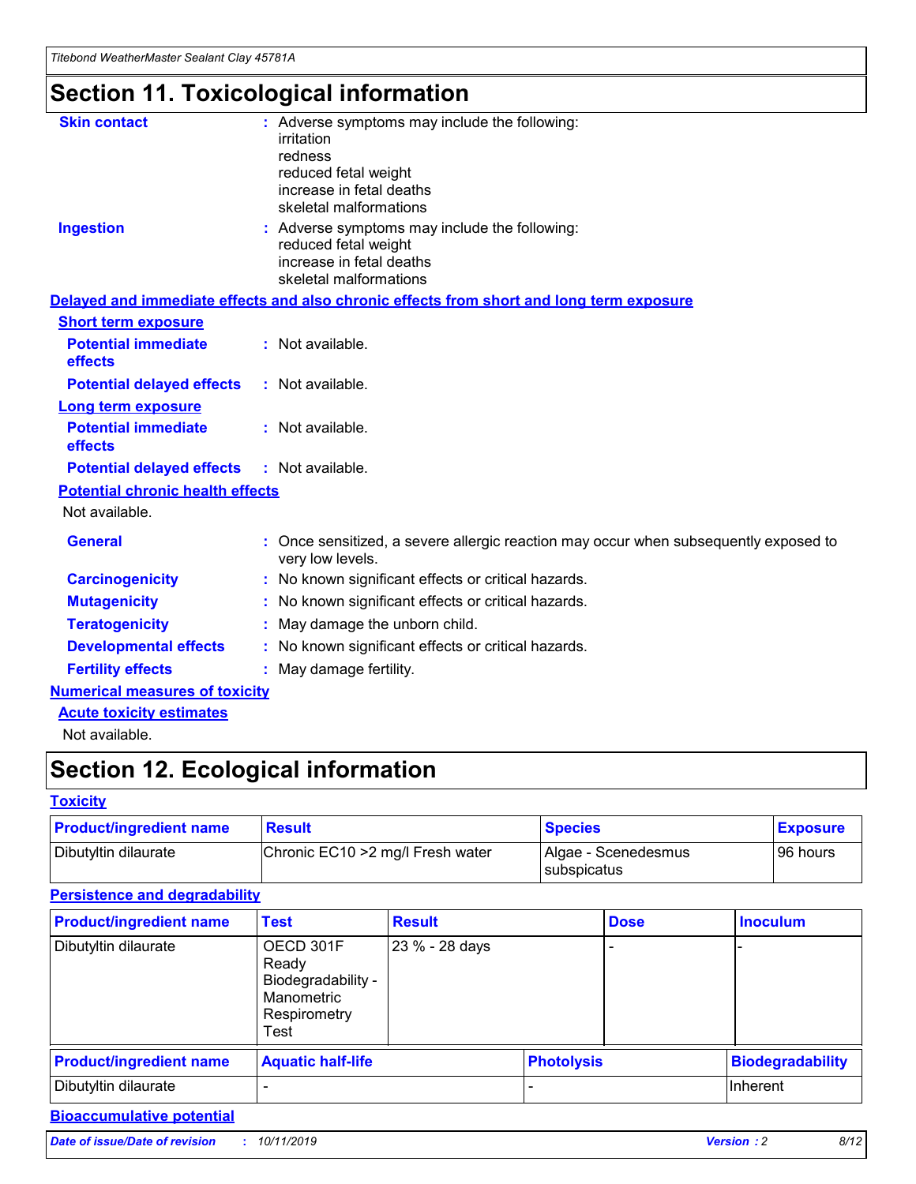# Section 11. Toxicological information

**Skin contact** : Adverse symptoms may include the following:
irritation
redness
reduced fetal weight
increase in fetal deaths
skeletal malformations

**Ingestion** : Adverse symptoms may include the following:
reduced fetal weight
increase in fetal deaths
skeletal malformations

**Delayed and immediate effects and also chronic effects from short and long term exposure**

**Short term exposure**

**Potential immediate effects** : Not available.

**Potential delayed effects** : Not available.

**Long term exposure**

**Potential immediate effects** : Not available.

**Potential delayed effects** : Not available.

**Potential chronic health effects**

Not available.

**General** : Once sensitized, a severe allergic reaction may occur when subsequently exposed to very low levels.

**Carcinogenicity** : No known significant effects or critical hazards.

**Mutagenicity** : No known significant effects or critical hazards.

**Teratogenicity** : May damage the unborn child.

**Developmental effects** : No known significant effects or critical hazards.

**Fertility effects** : May damage fertility.

**Numerical measures of toxicity**

**Acute toxicity estimates**

Not available.

# Section 12. Ecological information

**Toxicity**

| Product/ingredient name | Result | Species | Exposure |
| --- | --- | --- | --- |
| Dibutyltin dilaurate | Chronic EC10 >2 mg/l Fresh water | Algae - Scenedesmus subspicatus | 96 hours |

**Persistence and degradability**

| Product/ingredient name | Test | Result | Dose | Inoculum |
| --- | --- | --- | --- | --- |
| Dibutyltin dilaurate | OECD 301F Ready Biodegradability - Manometric Respirometry Test | 23 % - 28 days | - | - |

| Product/ingredient name | Aquatic half-life | Photolysis | Biodegradability |
| --- | --- | --- | --- |
| Dibutyltin dilaurate | - | - | Inherent |

**Bioaccumulative potential**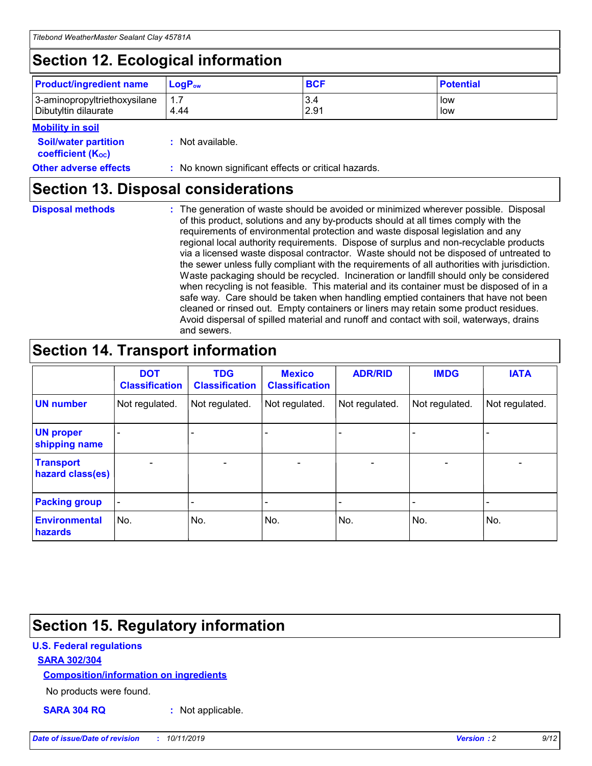## Section 12. Ecological information

| Product/ingredient name | $LogP_{ow}$ | BCF | Potential |
|---|---|---|---|
| 3-aminopropyltriethoxysilane | 1.7 | 3.4 | low |
| Dibutyltin dilaurate | 4.44 | 2.91 | low |

**Mobility in soil**

**Soil/water partition coefficient ($K_{OC}$)** : Not available.

**Other adverse effects** : No known significant effects or critical hazards.

## Section 13. Disposal considerations

**Disposal methods** : The generation of waste should be avoided or minimized wherever possible. Disposal of this product, solutions and any by-products should at all times comply with the requirements of environmental protection and waste disposal legislation and any regional local authority requirements. Dispose of surplus and non-recyclable products via a licensed waste disposal contractor. Waste should not be disposed of untreated to the sewer unless fully compliant with the requirements of all authorities with jurisdiction. Waste packaging should be recycled. Incineration or landfill should only be considered when recycling is not feasible. This material and its container must be disposed of in a safe way. Care should be taken when handling emptied containers that have not been cleaned or rinsed out. Empty containers or liners may retain some product residues. Avoid dispersal of spilled material and runoff and contact with soil, waterways, drains and sewers.

## Section 14. Transport information

| | DOT Classification | TDG Classification | Mexico Classification | ADR/RID | IMDG | IATA |
|---|---|---|---|---|---|---|
| UN number | Not regulated. | Not regulated. | Not regulated. | Not regulated. | Not regulated. | Not regulated. |
| UN proper shipping name | - | - | - | - | - | - |
| Transport hazard class(es) | - | - | - | - | - | - |
| Packing group | - | - | - | - | - | - |
| Environmental hazards | No. | No. | No. | No. | No. | No. |

## Section 15. Regulatory information

**U.S. Federal regulations**

**SARA 302/304**

**Composition/information on ingredients**

No products were found.

**SARA 304 RQ** : Not applicable.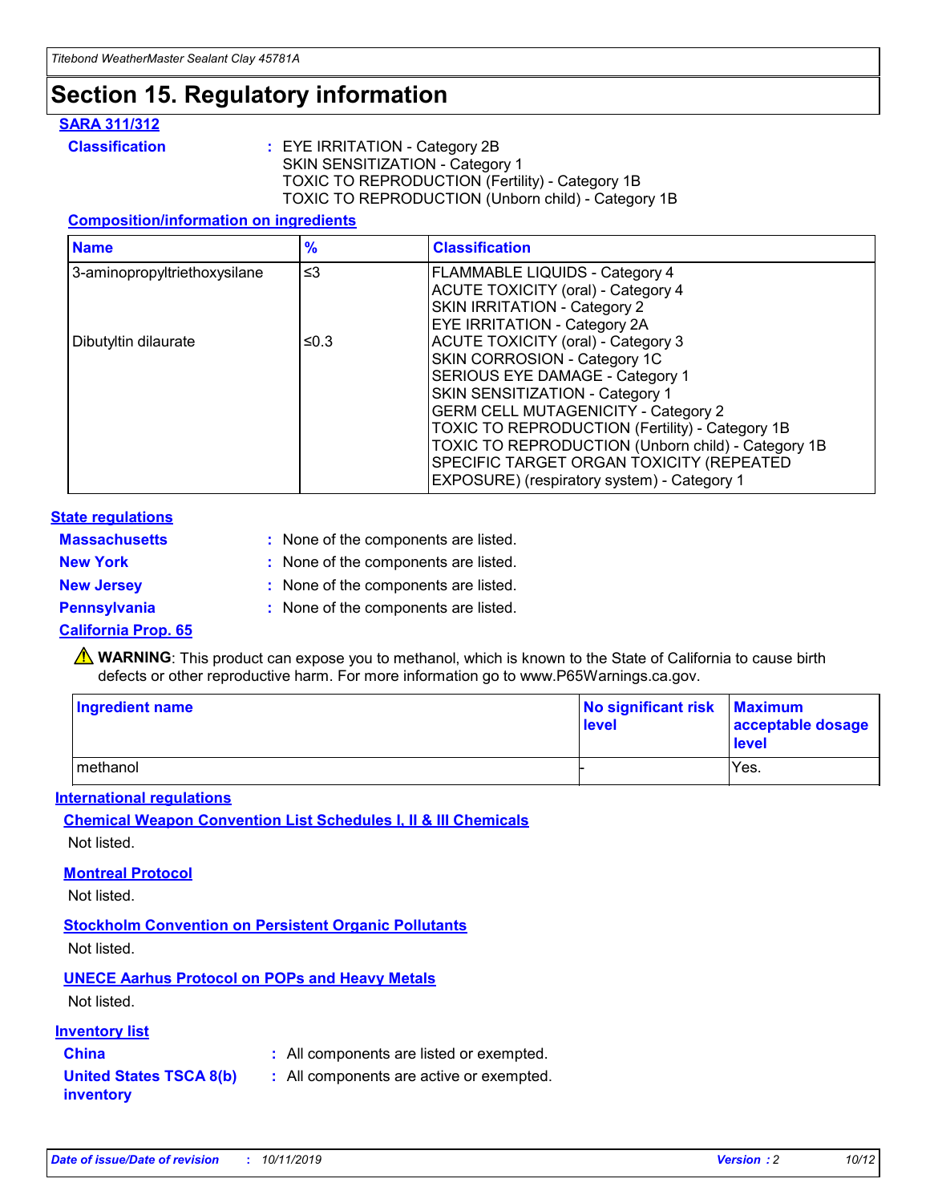# Section 15. Regulatory information

### SARA 311/312

**Classification** : EYE IRRITATION - Category 2B
SKIN SENSITIZATION - Category 1
TOXIC TO REPRODUCTION (Fertility) - Category 1B
TOXIC TO REPRODUCTION (Unborn child) - Category 1B

#### Composition/information on ingredients

| Name | % | Classification |
|---|---|---|
| 3-aminopropyltriethoxysilane | ≤3 | FLAMMABLE LIQUIDS - Category 4<br>ACUTE TOXICITY (oral) - Category 4<br>SKIN IRRITATION - Category 2<br>EYE IRRITATION - Category 2A |
| Dibutyltin dilaurate | ≤0.3 | ACUTE TOXICITY (oral) - Category 3<br>SKIN CORROSION - Category 1C<br>SERIOUS EYE DAMAGE - Category 1<br>SKIN SENSITIZATION - Category 1<br>GERM CELL MUTAGENICITY - Category 2<br>TOXIC TO REPRODUCTION (Fertility) - Category 1B<br>TOXIC TO REPRODUCTION (Unborn child) - Category 1B<br>SPECIFIC TARGET ORGAN TOXICITY (REPEATED EXPOSURE) (respiratory system) - Category 1 |

### State regulations

**Massachusetts** : None of the components are listed.

**New York** : None of the components are listed.

**New Jersey** : None of the components are listed.

**Pennsylvania** : None of the components are listed.

### California Prop. 65

⚠ **WARNING**: This product can expose you to methanol, which is known to the State of California to cause birth defects or other reproductive harm. For more information go to www.P65Warnings.ca.gov.

| Ingredient name | No significant risk level | Maximum acceptable dosage level |
|---|---|---|
| methanol | - | Yes. |

### International regulations

#### Chemical Weapon Convention List Schedules I, II & III Chemicals

Not listed.

#### Montreal Protocol

Not listed.

#### Stockholm Convention on Persistent Organic Pollutants

Not listed.

#### UNECE Aarhus Protocol on POPs and Heavy Metals

Not listed.

### Inventory list

**China** : All components are listed or exempted.

**United States TSCA 8(b) inventory** : All components are active or exempted.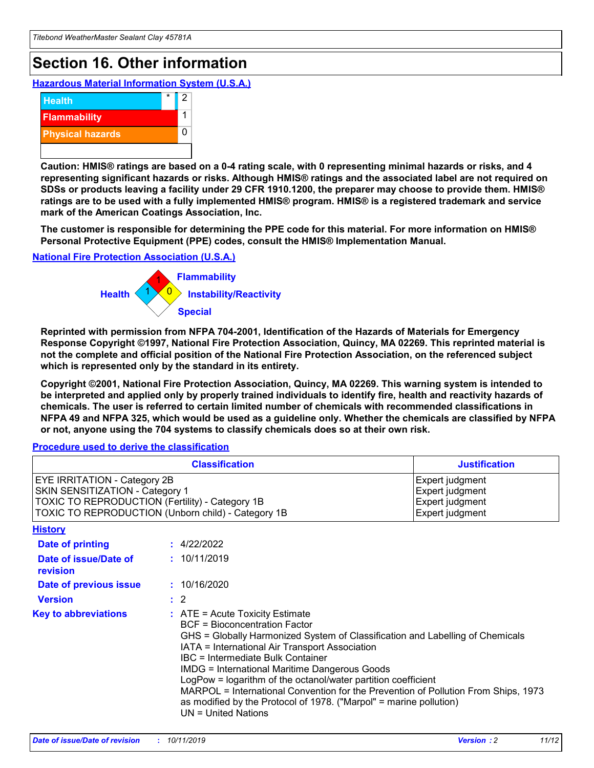# Section 16. Other information

### Hazardous Material Information System (U.S.A.)

| | | |
|---|---|---|
| Health | * | 2 |
| Flammability | | 1 |
| Physical hazards | | 0 |

**Caution: HMIS® ratings are based on a 0-4 rating scale, with 0 representing minimal hazards or risks, and 4 representing significant hazards or risks. Although HMIS® ratings and the associated label are not required on SDSs or products leaving a facility under 29 CFR 1910.1200, the preparer may choose to provide them. HMIS® ratings are to be used with a fully implemented HMIS® program. HMIS® is a registered trademark and service mark of the American Coatings Association, Inc.**

**The customer is responsible for determining the PPE code for this material. For more information on HMIS® Personal Protective Equipment (PPE) codes, consult the HMIS® Implementation Manual.**

### National Fire Protection Association (U.S.A.)

Flammability: 1
Health: 1
Instability/Reactivity: 0
Special:

**Reprinted with permission from NFPA 704-2001, Identification of the Hazards of Materials for Emergency Response Copyright ©1997, National Fire Protection Association, Quincy, MA 02269. This reprinted material is not the complete and official position of the National Fire Protection Association, on the referenced subject which is represented only by the standard in its entirety.**

**Copyright ©2001, National Fire Protection Association, Quincy, MA 02269. This warning system is intended to be interpreted and applied only by properly trained individuals to identify fire, health and reactivity hazards of chemicals. The user is referred to certain limited number of chemicals with recommended classifications in NFPA 49 and NFPA 325, which would be used as a guideline only. Whether the chemicals are classified by NFPA or not, anyone using the 704 systems to classify chemicals does so at their own risk.**

### Procedure used to derive the classification

| Classification | Justification |
|---|---|
| EYE IRRITATION - Category 2B | Expert judgment |
| SKIN SENSITIZATION - Category 1 | Expert judgment |
| TOXIC TO REPRODUCTION (Fertility) - Category 1B | Expert judgment |
| TOXIC TO REPRODUCTION (Unborn child) - Category 1B | Expert judgment |

### History

**Date of printing** : 4/22/2022

**Date of issue/Date of revision** : 10/11/2019

**Date of previous issue** : 10/16/2020

**Version** : 2

**Key to abbreviations** :
ATE = Acute Toxicity Estimate
BCF = Bioconcentration Factor
GHS = Globally Harmonized System of Classification and Labelling of Chemicals
IATA = International Air Transport Association
IBC = Intermediate Bulk Container
IMDG = International Maritime Dangerous Goods
LogPow = logarithm of the octanol/water partition coefficient
MARPOL = International Convention for the Prevention of Pollution From Ships, 1973 as modified by the Protocol of 1978. ("Marpol" = marine pollution)
UN = United Nations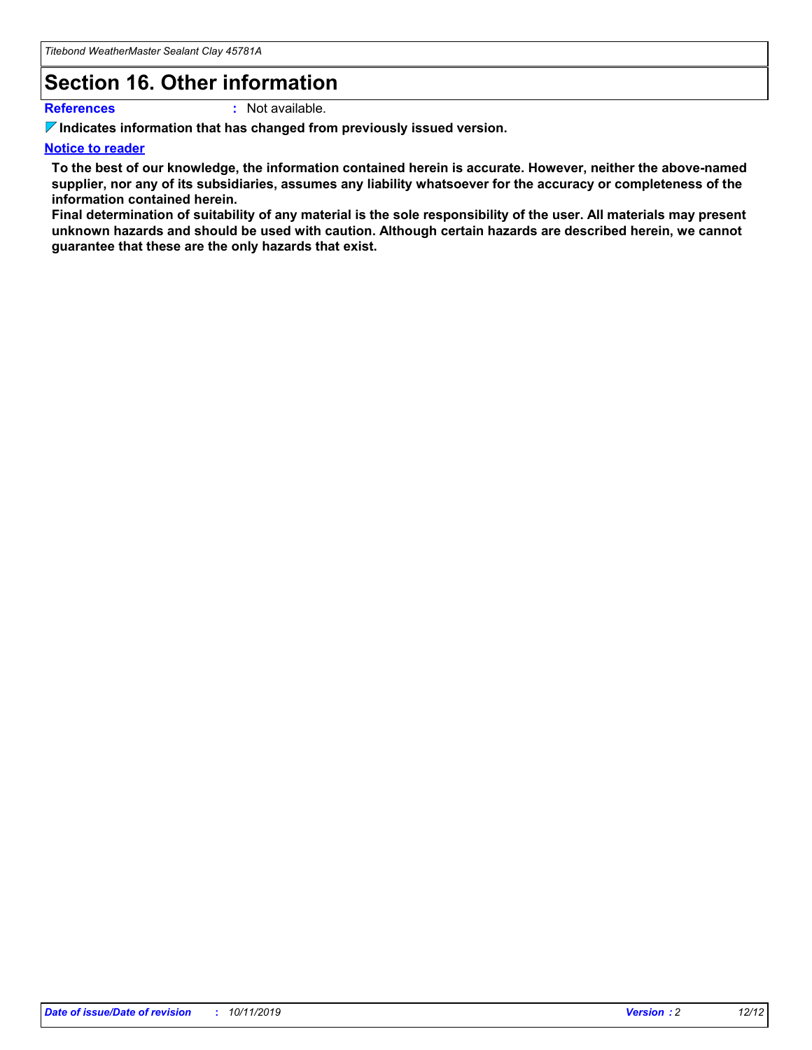# Section 16. Other information

**References** : Not available.

**Indicates information that has changed from previously issued version.**

**Notice to reader**

**To the best of our knowledge, the information contained herein is accurate. However, neither the above-named supplier, nor any of its subsidiaries, assumes any liability whatsoever for the accuracy or completeness of the information contained herein.**

**Final determination of suitability of any material is the sole responsibility of the user. All materials may present unknown hazards and should be used with caution. Although certain hazards are described herein, we cannot guarantee that these are the only hazards that exist.**